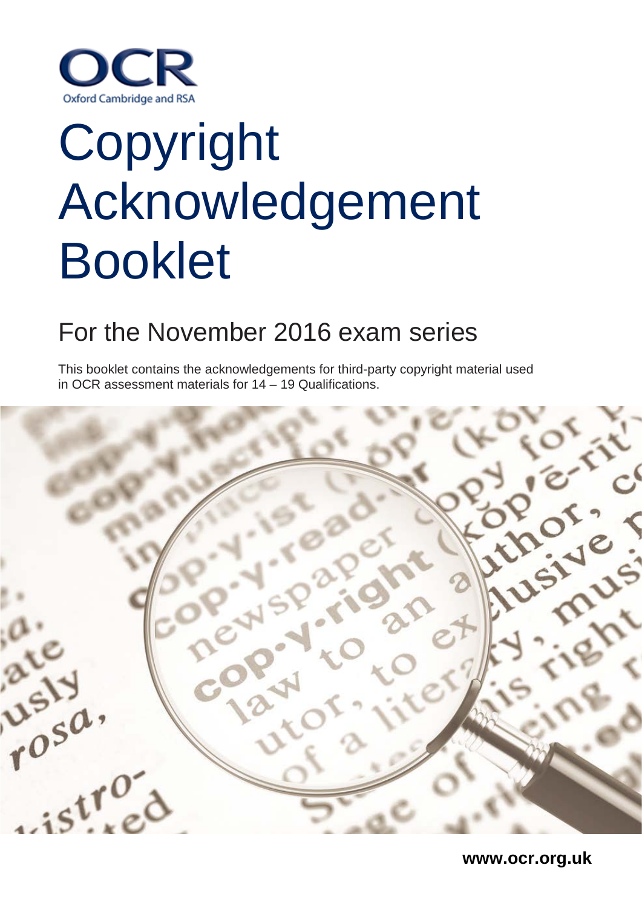OCR

Oxford Cambridge and RSA

# Copyright Acknowledgement Booklet

## For the November 2016 exam series

This booklet contains the acknowledgements for third-party copyright material used in OCR assessment materials for 14 – 19 Qualifications.

**www.ocr.org.uk**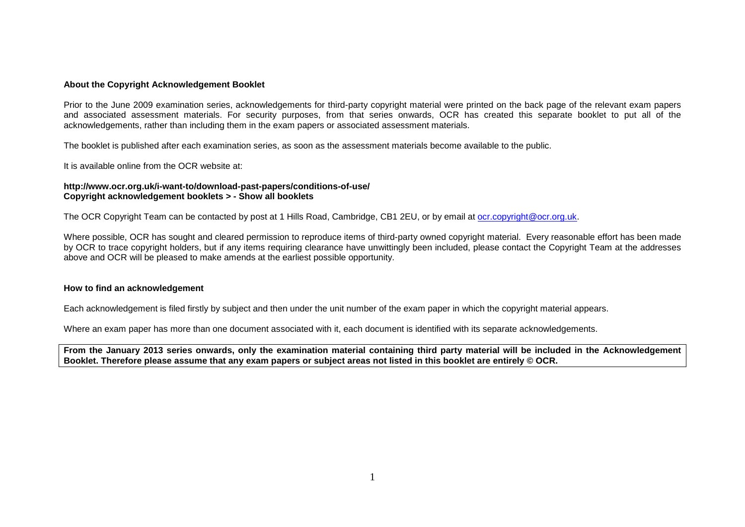**About the Copyright Acknowledgement Booklet**

Prior to the June 2009 examination series, acknowledgements for third-party copyright material were printed on the back page of the relevant exam papers and associated assessment materials. For security purposes, from that series onwards, OCR has created this separate booklet to put all of the acknowledgements, rather than including them in the exam papers or associated assessment materials.

The booklet is published after each examination series, as soon as the assessment materials become available to the public.

It is available online from the OCR website at:

**http://www.ocr.org.uk/i-want-to/download-past-papers/conditions-of-use/**
**Copyright acknowledgement booklets > - Show all booklets**

The OCR Copyright Team can be contacted by post at 1 Hills Road, Cambridge, CB1 2EU, or by email at ocr.copyright@ocr.org.uk.

Where possible, OCR has sought and cleared permission to reproduce items of third-party owned copyright material. Every reasonable effort has been made by OCR to trace copyright holders, but if any items requiring clearance have unwittingly been included, please contact the Copyright Team at the addresses above and OCR will be pleased to make amends at the earliest possible opportunity.

**How to find an acknowledgement**

Each acknowledgement is filed firstly by subject and then under the unit number of the exam paper in which the copyright material appears.

Where an exam paper has more than one document associated with it, each document is identified with its separate acknowledgements.

**From the January 2013 series onwards, only the examination material containing third party material will be included in the Acknowledgement Booklet. Therefore please assume that any exam papers or subject areas not listed in this booklet are entirely © OCR.**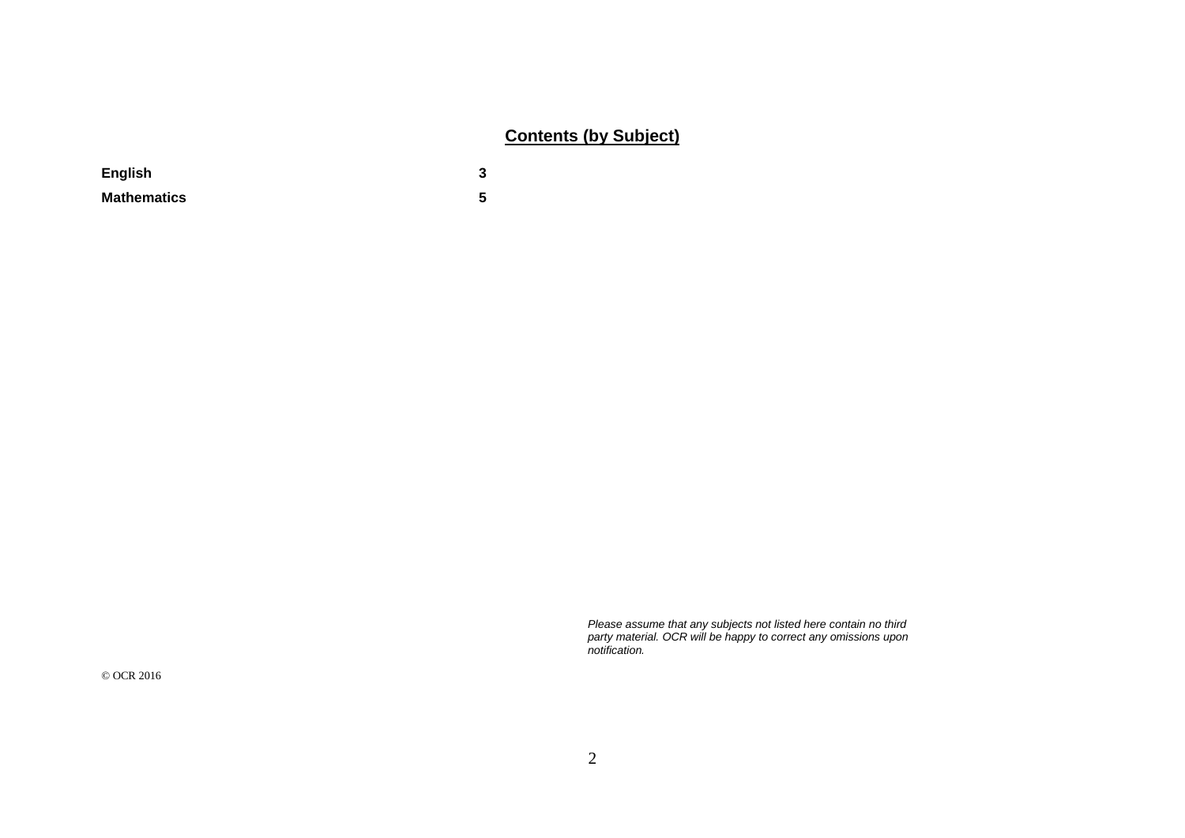## Contents (by Subject)

| | |
|---|---|
| **English** | **3** |
| **Mathematics** | **5** |

*Please assume that any subjects not listed here contain no third party material. OCR will be happy to correct any omissions upon notification.*

© OCR 2016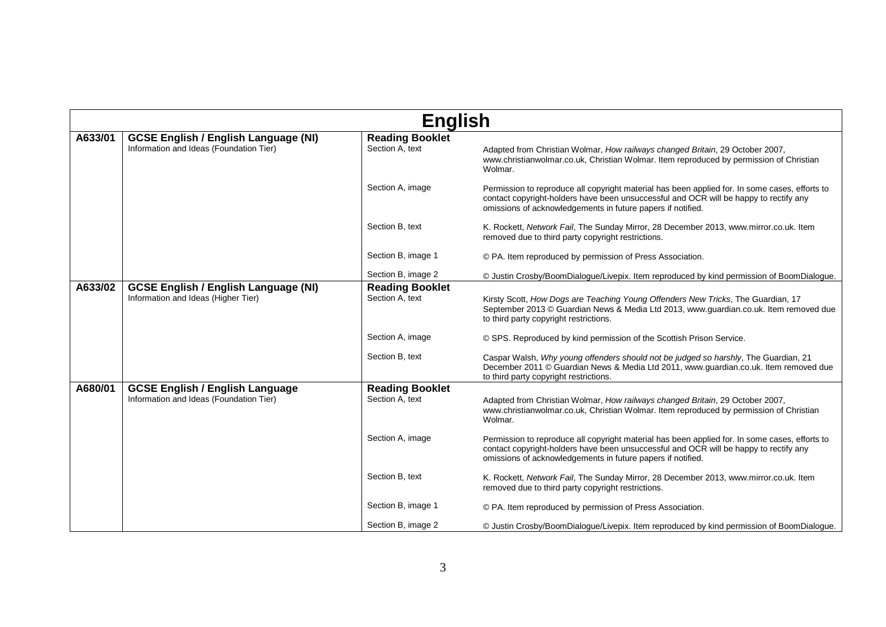| English | | | |
|---|---|---|---|
| **A633/01** | **GCSE English / English Language (NI)**<br>Information and Ideas (Foundation Tier) | **Reading Booklet**<br>Section A, text | Adapted from Christian Wolmar, *How railways changed Britain*, 29 October 2007, www.christianwolmar.co.uk, Christian Wolmar. Item reproduced by permission of Christian Wolmar. |
| | | Section A, image | Permission to reproduce all copyright material has been applied for. In some cases, efforts to contact copyright-holders have been unsuccessful and OCR will be happy to rectify any omissions of acknowledgements in future papers if notified. |
| | | Section B, text | K. Rockett, *Network Fail*, The Sunday Mirror, 28 December 2013, www.mirror.co.uk. Item removed due to third party copyright restrictions. |
| | | Section B, image 1 | © PA. Item reproduced by permission of Press Association. |
| | | Section B, image 2 | © Justin Crosby/BoomDialogue/Livepix. Item reproduced by kind permission of BoomDialogue. |
| **A633/02** | **GCSE English / English Language (NI)**<br>Information and Ideas (Higher Tier) | **Reading Booklet**<br>Section A, text | Kirsty Scott, *How Dogs are Teaching Young Offenders New Tricks*, The Guardian, 17 September 2013 © Guardian News & Media Ltd 2013, www.guardian.co.uk. Item removed due to third party copyright restrictions. |
| | | Section A, image | © SPS. Reproduced by kind permission of the Scottish Prison Service. |
| | | Section B, text | Caspar Walsh, *Why young offenders should not be judged so harshly*, The Guardian, 21 December 2011 © Guardian News & Media Ltd 2011, www.guardian.co.uk. Item removed due to third party copyright restrictions. |
| **A680/01** | **GCSE English / English Language**<br>Information and Ideas (Foundation Tier) | **Reading Booklet**<br>Section A, text | Adapted from Christian Wolmar, *How railways changed Britain*, 29 October 2007, www.christianwolmar.co.uk, Christian Wolmar. Item reproduced by permission of Christian Wolmar. |
| | | Section A, image | Permission to reproduce all copyright material has been applied for. In some cases, efforts to contact copyright-holders have been unsuccessful and OCR will be happy to rectify any omissions of acknowledgements in future papers if notified. |
| | | Section B, text | K. Rockett, *Network Fail*, The Sunday Mirror, 28 December 2013, www.mirror.co.uk. Item removed due to third party copyright restrictions. |
| | | Section B, image 1 | © PA. Item reproduced by permission of Press Association. |
| | | Section B, image 2 | © Justin Crosby/BoomDialogue/Livepix. Item reproduced by kind permission of BoomDialogue. |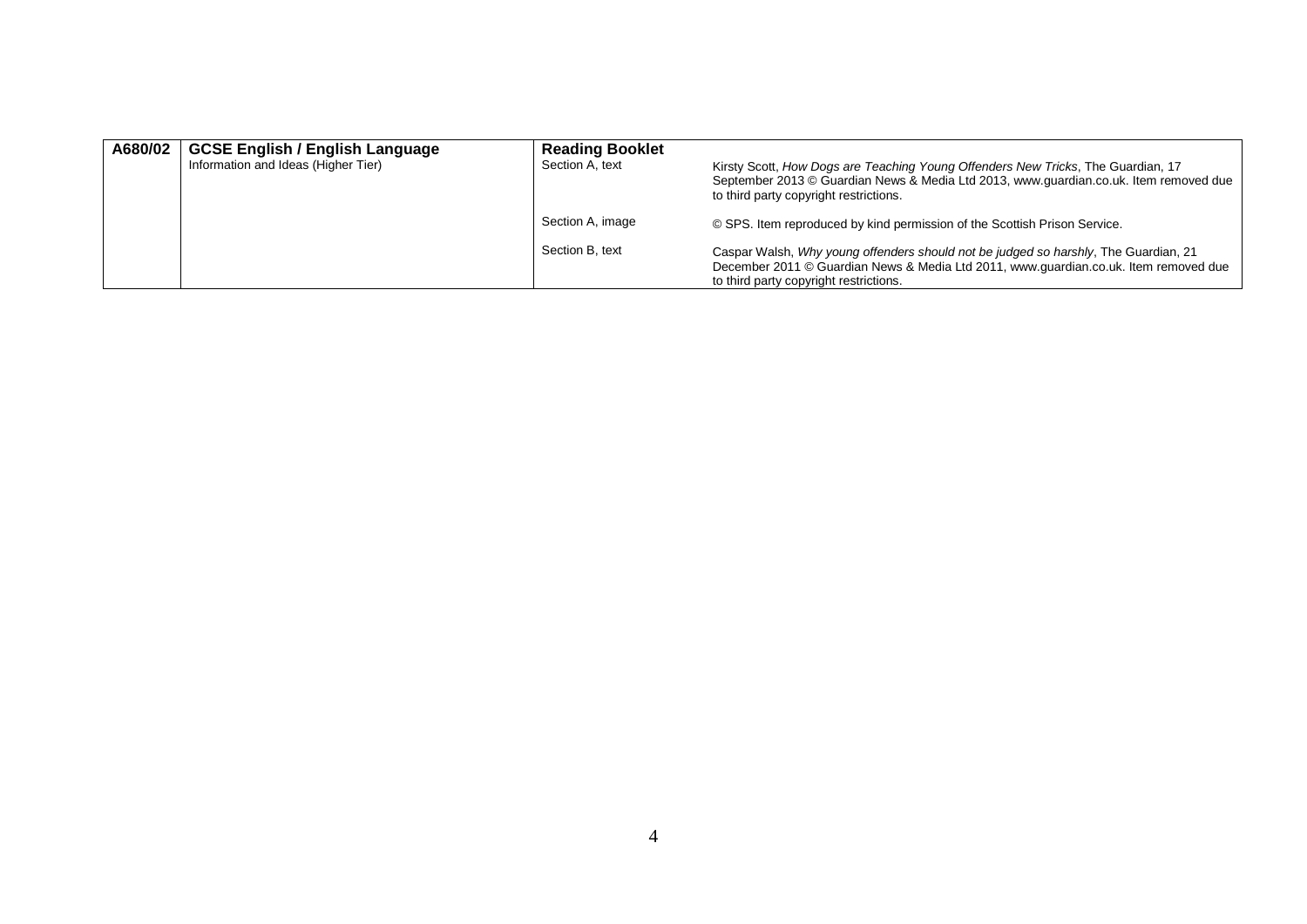| A680/02 | GCSE English / English Language | Reading Booklet | |
|---|---|---|---|
| | Information and Ideas (Higher Tier) | Section A, text | Kirsty Scott, *How Dogs are Teaching Young Offenders New Tricks*, The Guardian, 17 September 2013 © Guardian News & Media Ltd 2013, www.guardian.co.uk. Item removed due to third party copyright restrictions. |
| | | Section A, image | © SPS. Item reproduced by kind permission of the Scottish Prison Service. |
| | | Section B, text | Caspar Walsh, *Why young offenders should not be judged so harshly*, The Guardian, 21 December 2011 © Guardian News & Media Ltd 2011, www.guardian.co.uk. Item removed due to third party copyright restrictions. |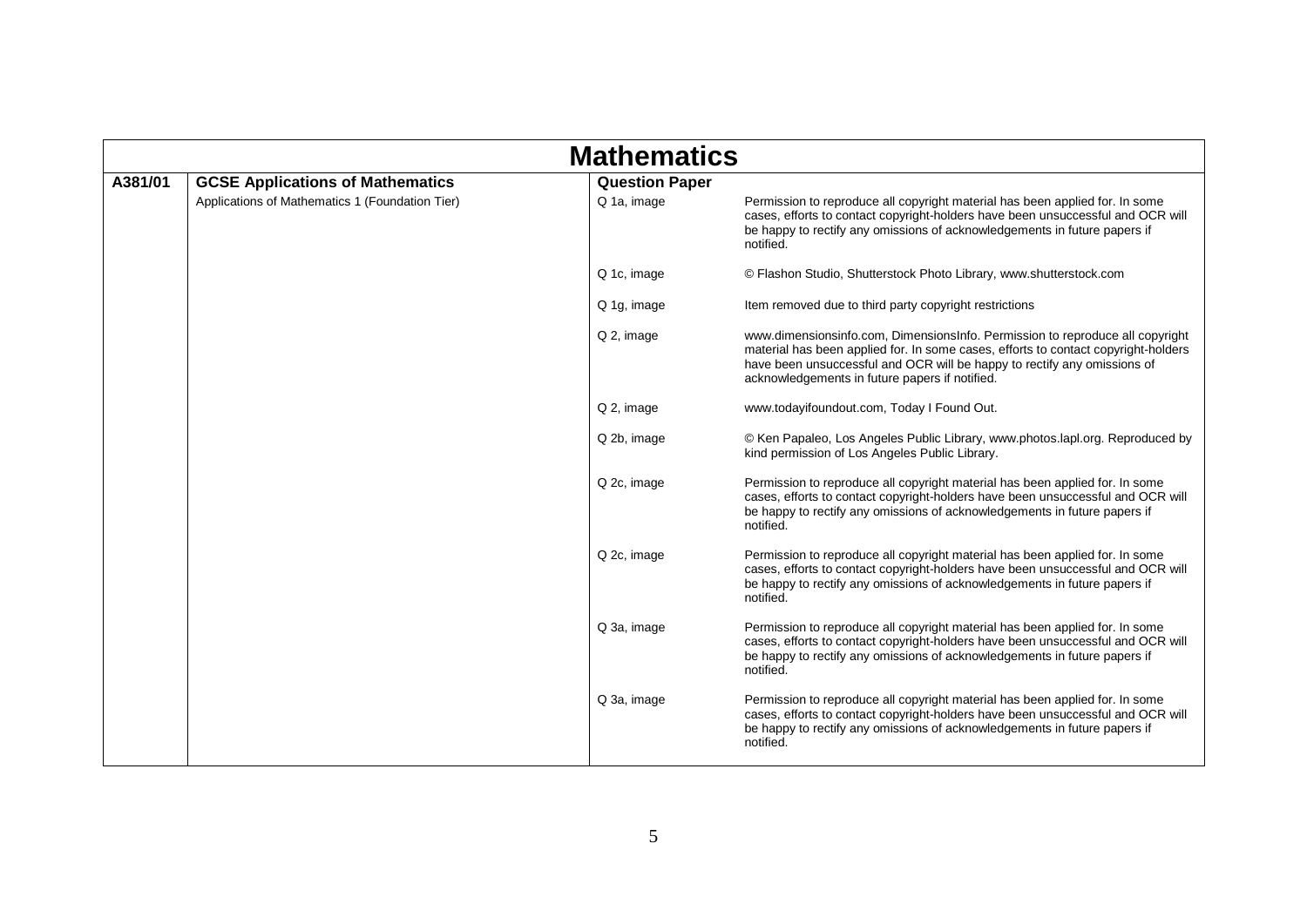# Mathematics

| A381/01 | GCSE Applications of Mathematics | Question Paper | |
|---|---|---|---|
| | Applications of Mathematics 1 (Foundation Tier) | Q 1a, image | Permission to reproduce all copyright material has been applied for. In some cases, efforts to contact copyright-holders have been unsuccessful and OCR will be happy to rectify any omissions of acknowledgements in future papers if notified. |
| | | Q 1c, image | © Flashon Studio, Shutterstock Photo Library, www.shutterstock.com |
| | | Q 1g, image | Item removed due to third party copyright restrictions |
| | | Q 2, image | www.dimensionsinfo.com, DimensionsInfo. Permission to reproduce all copyright material has been applied for. In some cases, efforts to contact copyright-holders have been unsuccessful and OCR will be happy to rectify any omissions of acknowledgements in future papers if notified. |
| | | Q 2, image | www.todayifoundout.com, Today I Found Out. |
| | | Q 2b, image | © Ken Papaleo, Los Angeles Public Library, www.photos.lapl.org. Reproduced by kind permission of Los Angeles Public Library. |
| | | Q 2c, image | Permission to reproduce all copyright material has been applied for. In some cases, efforts to contact copyright-holders have been unsuccessful and OCR will be happy to rectify any omissions of acknowledgements in future papers if notified. |
| | | Q 2c, image | Permission to reproduce all copyright material has been applied for. In some cases, efforts to contact copyright-holders have been unsuccessful and OCR will be happy to rectify any omissions of acknowledgements in future papers if notified. |
| | | Q 3a, image | Permission to reproduce all copyright material has been applied for. In some cases, efforts to contact copyright-holders have been unsuccessful and OCR will be happy to rectify any omissions of acknowledgements in future papers if notified. |
| | | Q 3a, image | Permission to reproduce all copyright material has been applied for. In some cases, efforts to contact copyright-holders have been unsuccessful and OCR will be happy to rectify any omissions of acknowledgements in future papers if notified. |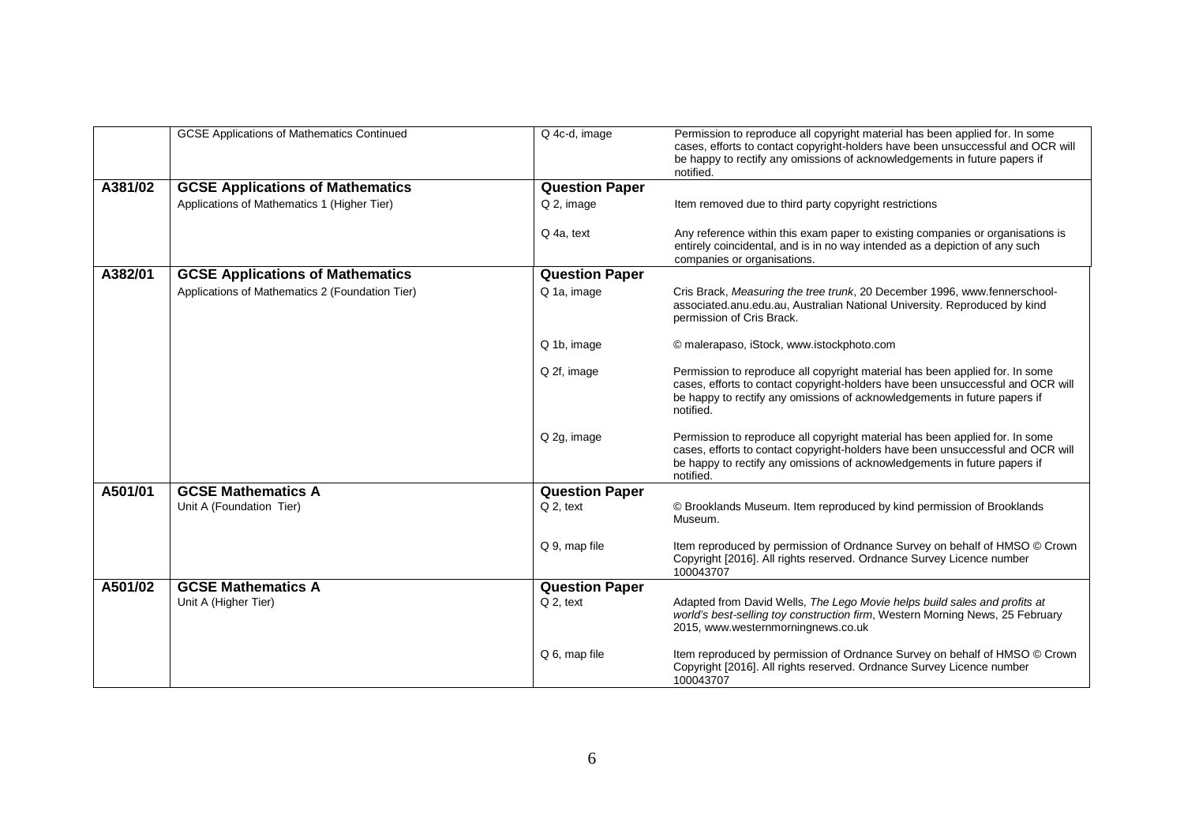| | | | |
|---|---|---|---|
| | GCSE Applications of Mathematics Continued | Q 4c-d, image | Permission to reproduce all copyright material has been applied for. In some cases, efforts to contact copyright-holders have been unsuccessful and OCR will be happy to rectify any omissions of acknowledgements in future papers if notified. |
| **A381/02** | **GCSE Applications of Mathematics** | **Question Paper** | |
| | Applications of Mathematics 1 (Higher Tier) | Q 2, image | Item removed due to third party copyright restrictions |
| | | Q 4a, text | Any reference within this exam paper to existing companies or organisations is entirely coincidental, and is in no way intended as a depiction of any such companies or organisations. |
| **A382/01** | **GCSE Applications of Mathematics** | **Question Paper** | |
| | Applications of Mathematics 2 (Foundation Tier) | Q 1a, image | Cris Brack, *Measuring the tree trunk*, 20 December 1996, www.fennerschool-associated.anu.edu.au, Australian National University. Reproduced by kind permission of Cris Brack. |
| | | Q 1b, image | © malerapaso, iStock, www.istockphoto.com |
| | | Q 2f, image | Permission to reproduce all copyright material has been applied for. In some cases, efforts to contact copyright-holders have been unsuccessful and OCR will be happy to rectify any omissions of acknowledgements in future papers if notified. |
| | | Q 2g, image | Permission to reproduce all copyright material has been applied for. In some cases, efforts to contact copyright-holders have been unsuccessful and OCR will be happy to rectify any omissions of acknowledgements in future papers if notified. |
| **A501/01** | **GCSE Mathematics A** | **Question Paper** | |
| | Unit A (Foundation Tier) | Q 2, text | © Brooklands Museum. Item reproduced by kind permission of Brooklands Museum. |
| | | Q 9, map file | Item reproduced by permission of Ordnance Survey on behalf of HMSO © Crown Copyright [2016]. All rights reserved. Ordnance Survey Licence number 100043707 |
| **A501/02** | **GCSE Mathematics A** | **Question Paper** | |
| | Unit A (Higher Tier) | Q 2, text | Adapted from David Wells, *The Lego Movie helps build sales and profits at world's best-selling toy construction firm*, Western Morning News, 25 February 2015, www.westernmorningnews.co.uk |
| | | Q 6, map file | Item reproduced by permission of Ordnance Survey on behalf of HMSO © Crown Copyright [2016]. All rights reserved. Ordnance Survey Licence number 100043707 |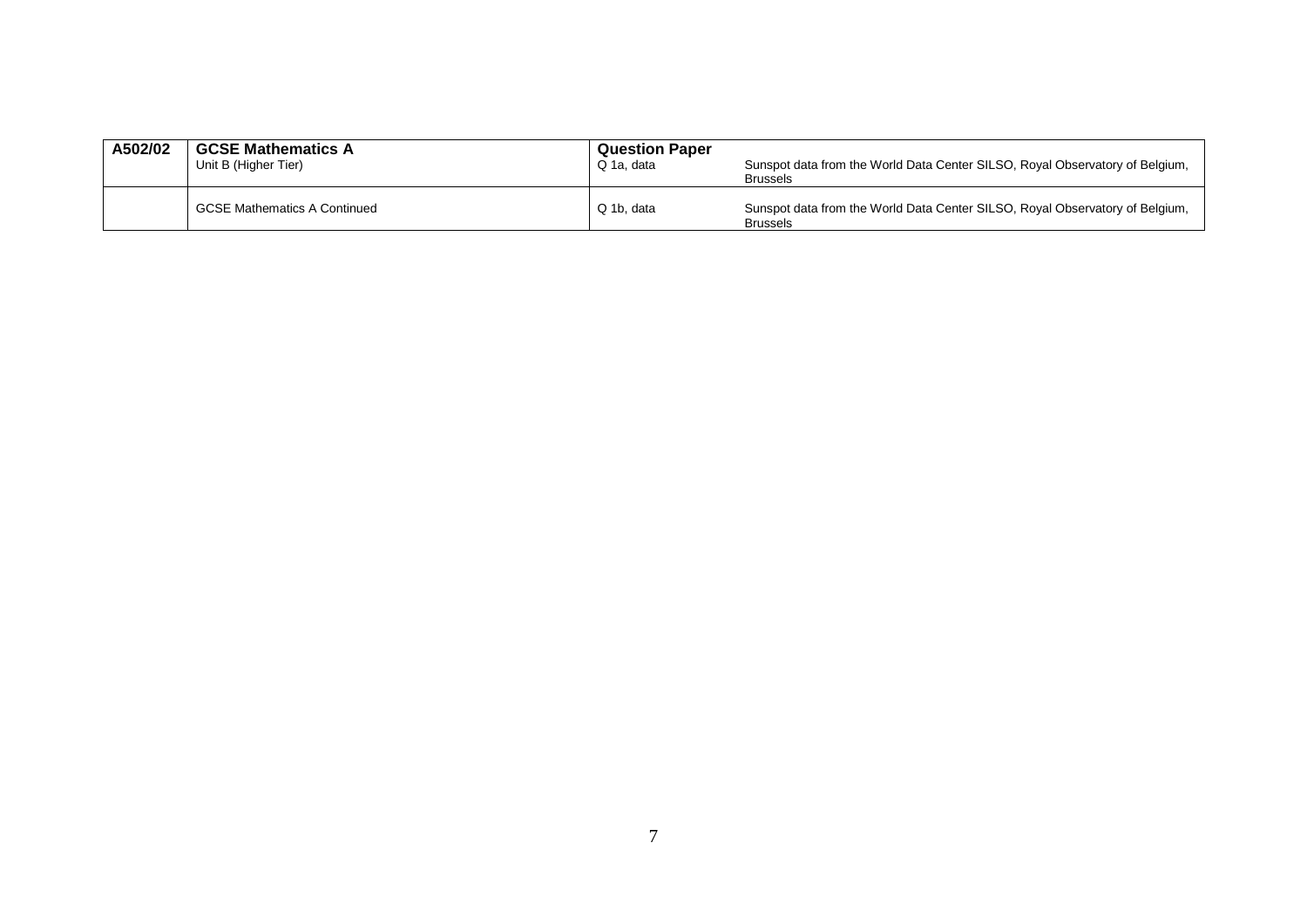| **A502/02** | **GCSE Mathematics A**<br>Unit B (Higher Tier) | **Question Paper**<br>Q 1a, data | Sunspot data from the World Data Center SILSO, Royal Observatory of Belgium, Brussels |
|---|---|---|---|
| | GCSE Mathematics A Continued | Q 1b, data | Sunspot data from the World Data Center SILSO, Royal Observatory of Belgium, Brussels |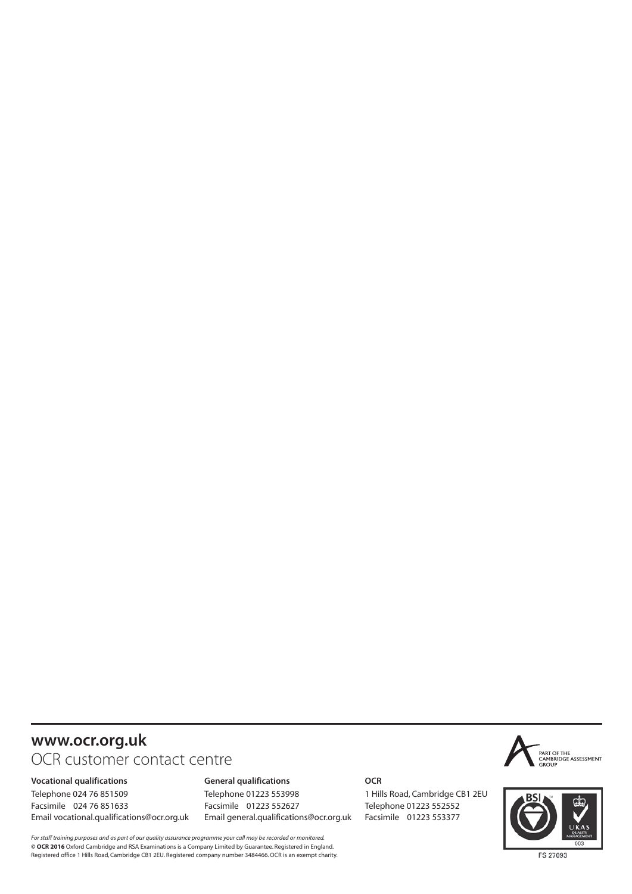## www.ocr.org.uk

OCR customer contact centre

**Vocational qualifications**

Telephone 024 76 851509
Facsimile 024 76 851633
Email vocational.qualifications@ocr.org.uk

**General qualifications**

Telephone 01223 553998
Facsimile 01223 552627
Email general.qualifications@ocr.org.uk

**OCR**

1 Hills Road, Cambridge CB1 2EU
Telephone 01223 552552
Facsimile 01223 553377

PART OF THE CAMBRIDGE ASSESSMENT GROUP

*For staff training purposes and as part of our quality assurance programme your call may be recorded or monitored.*
**© OCR 2016** Oxford Cambridge and RSA Examinations is a Company Limited by Guarantee. Registered in England.
Registered office 1 Hills Road, Cambridge CB1 2EU. Registered company number 3484466. OCR is an exempt charity.

FS 27093